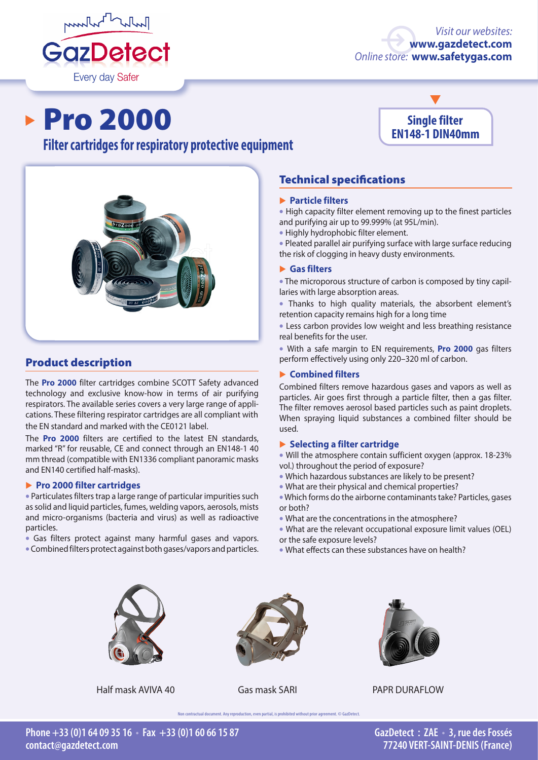GazDetect
Every day Safer

*Visit our websites:* **www.gazdetect.com**
*Online store:* **www.safetygas.com**

# Pro 2000

## Filter cartridges for respiratory protective equipment

**Single filter EN148-1 DIN40mm**

## Product description

The **Pro 2000** filter cartridges combine SCOTT Safety advanced technology and exclusive know-how in terms of air purifying respirators. The available series covers a very large range of applications. These filtering respirator cartridges are all compliant with the EN standard and marked with the CE0121 label.

The **Pro 2000** filters are certified to the latest EN standards, marked "R" for reusable, CE and connect through an EN148-1 40 mm thread (compatible with EN1336 compliant panoramic masks and EN140 certified half-masks).

### Pro 2000 filter cartridges

- Particulates filters trap a large range of particular impurities such as solid and liquid particles, fumes, welding vapors, aerosols, mists and micro-organisms (bacteria and virus) as well as radioactive particles.
- Gas filters protect against many harmful gases and vapors.
- Combined filters protect against both gases/vapors and particles.

## Technical specifications

### Particle filters

- High capacity filter element removing up to the finest particles and purifying air up to 99.999% (at 95L/min).
- Highly hydrophobic filter element.
- Pleated parallel air purifying surface with large surface reducing the risk of clogging in heavy dusty environments.

### Gas filters

- The microporous structure of carbon is composed by tiny capillaries with large absorption areas.
- Thanks to high quality materials, the absorbent element's retention capacity remains high for a long time
- Less carbon provides low weight and less breathing resistance real benefits for the user.
- With a safe margin to EN requirements, **Pro 2000** gas filters perform effectively using only 220–320 ml of carbon.

### Combined filters

Combined filters remove hazardous gases and vapors as well as particles. Air goes first through a particle filter, then a gas filter. The filter removes aerosol based particles such as paint droplets. When spraying liquid substances a combined filter should be used.

### Selecting a filter cartridge

- Will the atmosphere contain sufficient oxygen (approx. 18-23% vol.) throughout the period of exposure?
- Which hazardous substances are likely to be present?
- What are their physical and chemical properties?
- Which forms do the airborne contaminants take? Particles, gases or both?
- What are the concentrations in the atmosphere?
- What are the relevant occupational exposure limit values (OEL) or the safe exposure levels?
- What effects can these substances have on health?

Half mask AVIVA 40

Gas mask SARI

PAPR DURAFLOW

Non contractual document. Any reproduction, even partial, is prohibited without prior agreement. © GazDetect.

**Phone +33 (0)1 64 09 35 16 • Fax +33 (0)1 60 66 15 87**
**contact@gazdetect.com**

**GazDetect : ZAE • 3, rue des Fossés**
**77240 VERT-SAINT-DENIS (France)**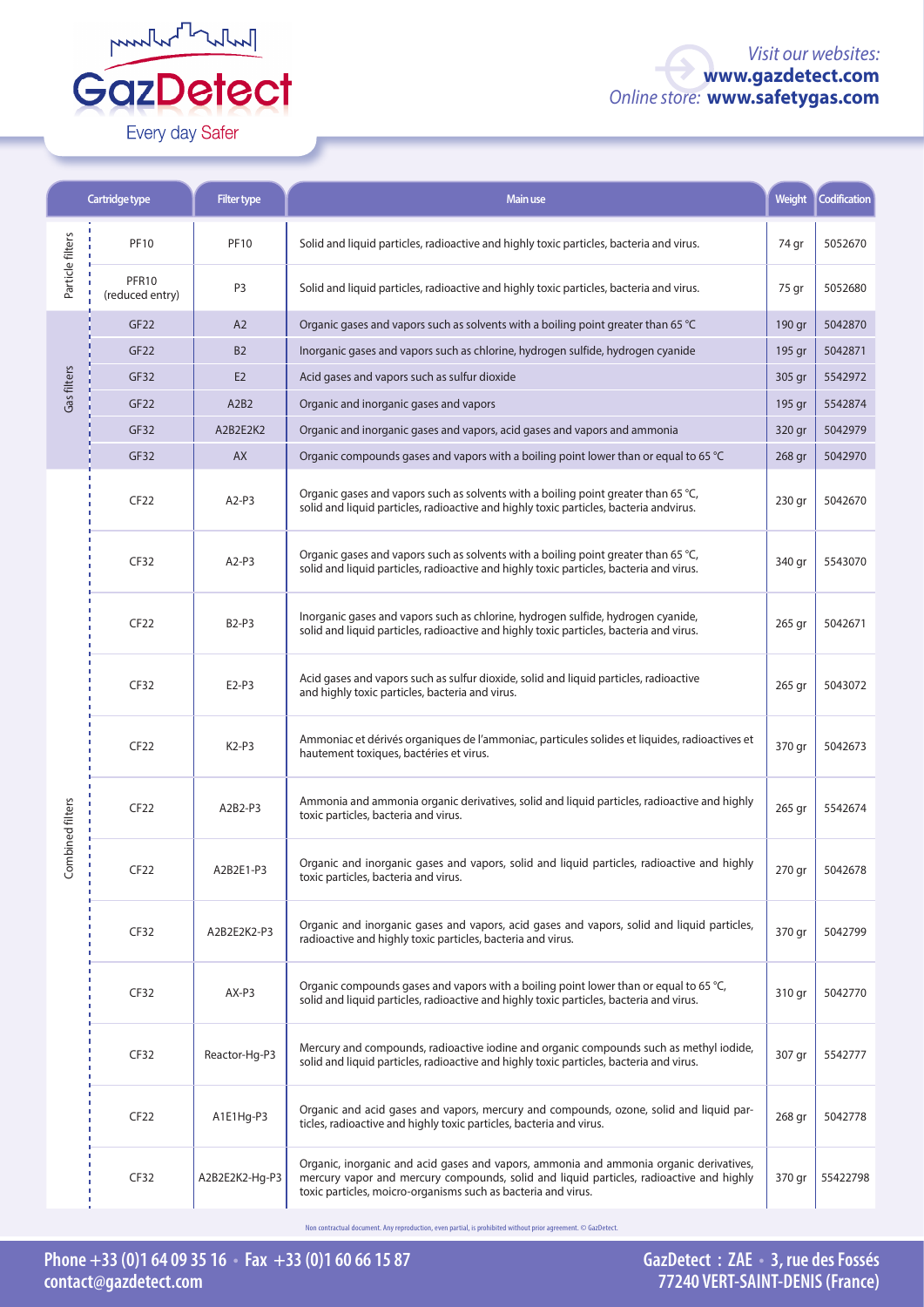| Cartridge type | | Filter type | Main use | Weight | Codification |
|---|---|---|---|---|---|
| Particle filters | PF10 | PF10 | Solid and liquid particles, radioactive and highly toxic particles, bacteria and virus. | 74 gr | 5052670 |
| | PFR10 (reduced entry) | P3 | Solid and liquid particles, radioactive and highly toxic particles, bacteria and virus. | 75 gr | 5052680 |
| Gas filters | GF22 | A2 | Organic gases and vapors such as solvents with a boiling point greater than 65 °C | 190 gr | 5042870 |
| | GF22 | B2 | Inorganic gases and vapors such as chlorine, hydrogen sulfide, hydrogen cyanide | 195 gr | 5042871 |
| | GF32 | E2 | Acid gases and vapors such as sulfur dioxide | 305 gr | 5542972 |
| | GF22 | A2B2 | Organic and inorganic gases and vapors | 195 gr | 5542874 |
| | GF32 | A2B2E2K2 | Organic and inorganic gases and vapors, acid gases and vapors and ammonia | 320 gr | 5042979 |
| | GF32 | AX | Organic compounds gases and vapors with a boiling point lower than or equal to 65 °C | 268 gr | 5042970 |
| Combined filters | CF22 | A2-P3 | Organic gases and vapors such as solvents with a boiling point greater than 65 °C, solid and liquid particles, radioactive and highly toxic particles, bacteria andvirus. | 230 gr | 5042670 |
| | CF32 | A2-P3 | Organic gases and vapors such as solvents with a boiling point greater than 65 °C, solid and liquid particles, radioactive and highly toxic particles, bacteria and virus. | 340 gr | 5543070 |
| | CF22 | B2-P3 | Inorganic gases and vapors such as chlorine, hydrogen sulfide, hydrogen cyanide, solid and liquid particles, radioactive and highly toxic particles, bacteria and virus. | 265 gr | 5042671 |
| | CF32 | E2-P3 | Acid gases and vapors such as sulfur dioxide, solid and liquid particles, radioactive and highly toxic particles, bacteria and virus. | 265 gr | 5043072 |
| | CF22 | K2-P3 | Ammoniac et dérivés organiques de l'ammoniac, particules solides et liquides, radioactives et hautement toxiques, bactéries et virus. | 370 gr | 5042673 |
| | CF22 | A2B2-P3 | Ammonia and ammonia organic derivatives, solid and liquid particles, radioactive and highly toxic particles, bacteria and virus. | 265 gr | 5542674 |
| | CF22 | A2B2E1-P3 | Organic and inorganic gases and vapors, solid and liquid particles, radioactive and highly toxic particles, bacteria and virus. | 270 gr | 5042678 |
| | CF32 | A2B2E2K2-P3 | Organic and inorganic gases and vapors, acid gases and vapors, solid and liquid particles, radioactive and highly toxic particles, bacteria and virus. | 370 gr | 5042799 |
| | CF32 | AX-P3 | Organic compounds gases and vapors with a boiling point lower than or equal to 65 °C, solid and liquid particles, radioactive and highly toxic particles, bacteria and virus. | 310 gr | 5042770 |
| | CF32 | Reactor-Hg-P3 | Mercury and compounds, radioactive iodine and organic compounds such as methyl iodide, solid and liquid particles, radioactive and highly toxic particles, bacteria and virus. | 307 gr | 5542777 |
| | CF22 | A1E1Hg-P3 | Organic and acid gases and vapors, mercury and compounds, ozone, solid and liquid particles, radioactive and highly toxic particles, bacteria and virus. | 268 gr | 5042778 |
| | CF32 | A2B2E2K2-Hg-P3 | Organic, inorganic and acid gases and vapors, ammonia and ammonia organic derivatives, mercury vapor and mercury compounds, solid and liquid particles, radioactive and highly toxic particles, moicro-organisms such as bacteria and virus. | 370 gr | 55422798 |

Non contractual document. Any reproduction, even partial, is prohibited without prior agreement. © GazDetect.